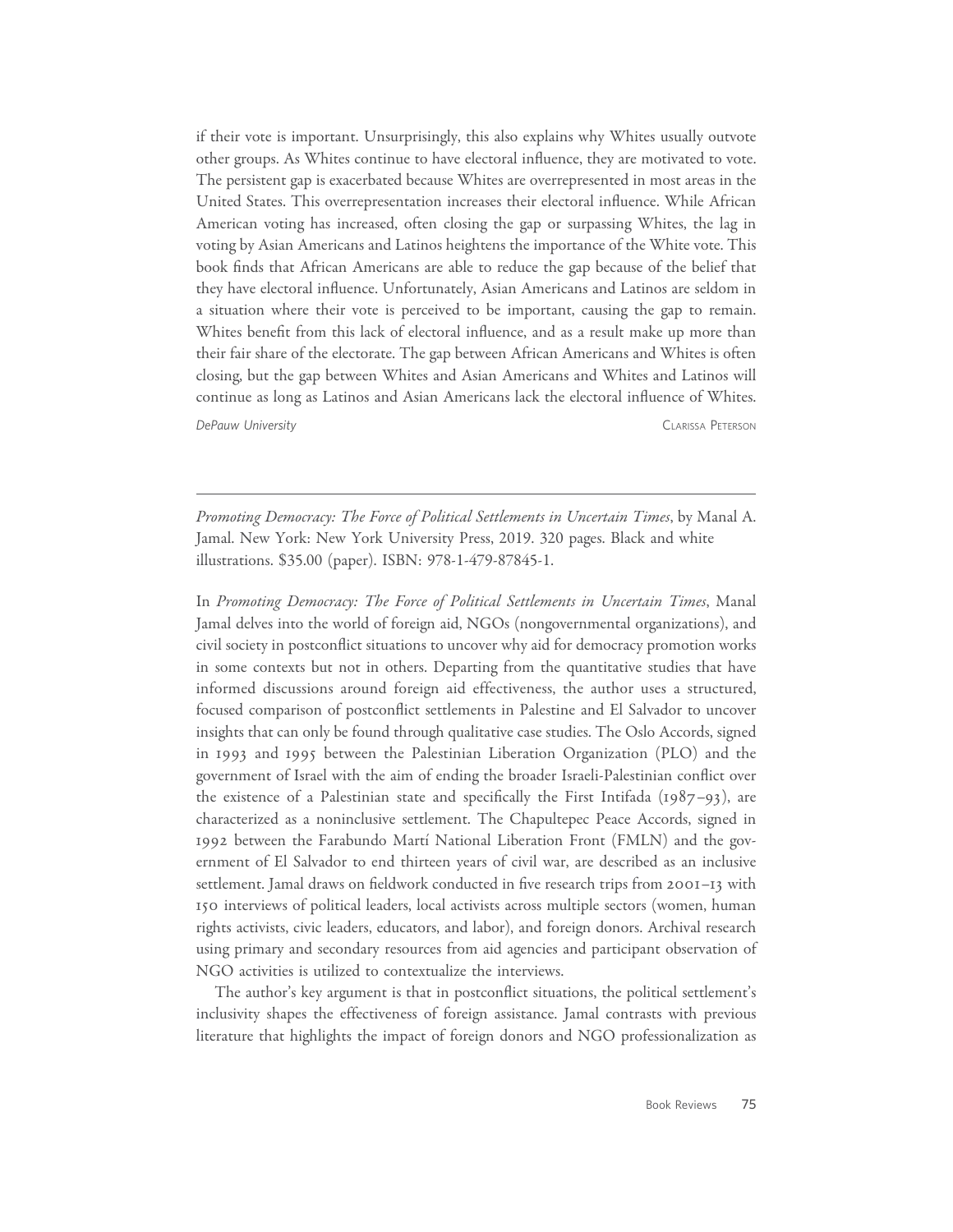if their vote is important. Unsurprisingly, this also explains why Whites usually outvote other groups. As Whites continue to have electoral influence, they are motivated to vote. The persistent gap is exacerbated because Whites are overrepresented in most areas in the United States. This overrepresentation increases their electoral influence. While African American voting has increased, often closing the gap or surpassing Whites, the lag in voting by Asian Americans and Latinos heightens the importance of the White vote. This book finds that African Americans are able to reduce the gap because of the belief that they have electoral influence. Unfortunately, Asian Americans and Latinos are seldom in a situation where their vote is perceived to be important, causing the gap to remain. Whites benefit from this lack of electoral influence, and as a result make up more than their fair share of the electorate. The gap between African Americans and Whites is often closing, but the gap between Whites and Asian Americans and Whites and Latinos will continue as long as Latinos and Asian Americans lack the electoral influence of Whites.

*DePauw University* CLARISSA PETERSON

---

*Promoting Democracy: The Force of Political Settlements in Uncertain Times*, by Manal A. Jamal. New York: New York University Press, 2019. 320 pages. Black and white illustrations. $35.00 (paper). ISBN: 978-1-479-87845-1.

In *Promoting Democracy: The Force of Political Settlements in Uncertain Times*, Manal Jamal delves into the world of foreign aid, NGOs (nongovernmental organizations), and civil society in postconflict situations to uncover why aid for democracy promotion works in some contexts but not in others. Departing from the quantitative studies that have informed discussions around foreign aid effectiveness, the author uses a structured, focused comparison of postconflict settlements in Palestine and El Salvador to uncover insights that can only be found through qualitative case studies. The Oslo Accords, signed in 1993 and 1995 between the Palestinian Liberation Organization (PLO) and the government of Israel with the aim of ending the broader Israeli-Palestinian conflict over the existence of a Palestinian state and specifically the First Intifada (1987–93), are characterized as a noninclusive settlement. The Chapultepec Peace Accords, signed in 1992 between the Farabundo Martí National Liberation Front (FMLN) and the government of El Salvador to end thirteen years of civil war, are described as an inclusive settlement. Jamal draws on fieldwork conducted in five research trips from 2001–13 with 150 interviews of political leaders, local activists across multiple sectors (women, human rights activists, civic leaders, educators, and labor), and foreign donors. Archival research using primary and secondary resources from aid agencies and participant observation of NGO activities is utilized to contextualize the interviews.

The author's key argument is that in postconflict situations, the political settlement's inclusivity shapes the effectiveness of foreign assistance. Jamal contrasts with previous literature that highlights the impact of foreign donors and NGO professionalization as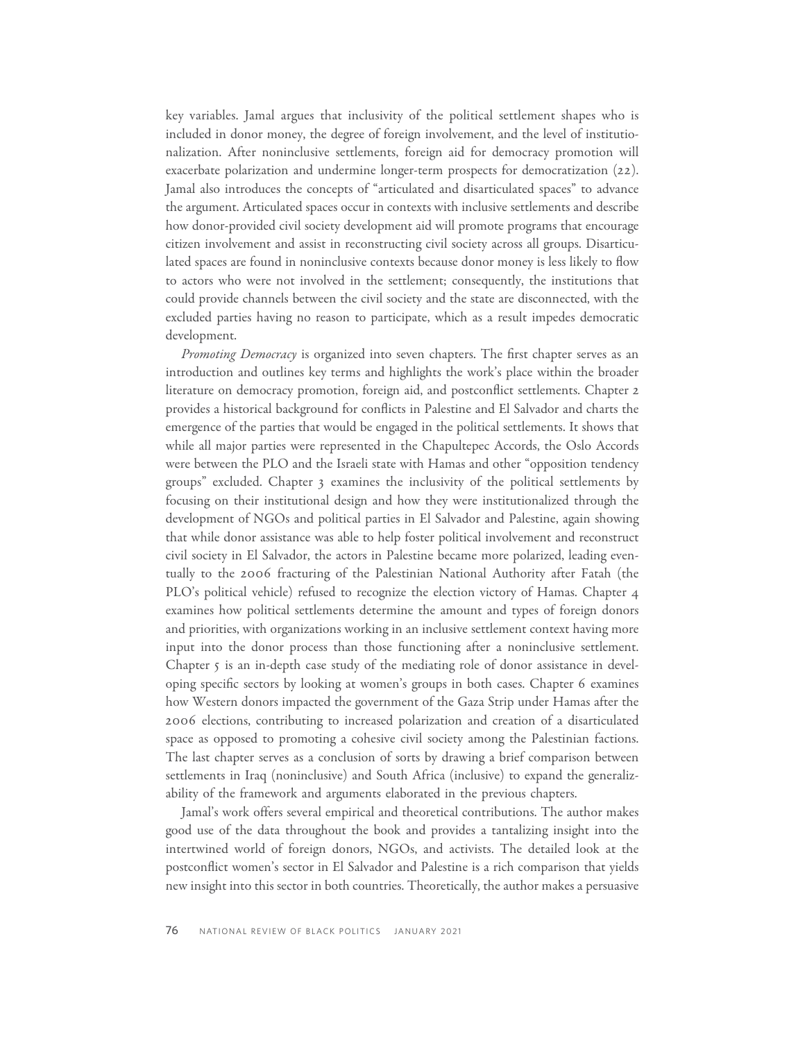key variables. Jamal argues that inclusivity of the political settlement shapes who is included in donor money, the degree of foreign involvement, and the level of institutionalization. After noninclusive settlements, foreign aid for democracy promotion will exacerbate polarization and undermine longer-term prospects for democratization (22). Jamal also introduces the concepts of "articulated and disarticulated spaces" to advance the argument. Articulated spaces occur in contexts with inclusive settlements and describe how donor-provided civil society development aid will promote programs that encourage citizen involvement and assist in reconstructing civil society across all groups. Disarticulated spaces are found in noninclusive contexts because donor money is less likely to flow to actors who were not involved in the settlement; consequently, the institutions that could provide channels between the civil society and the state are disconnected, with the excluded parties having no reason to participate, which as a result impedes democratic development.

*Promoting Democracy* is organized into seven chapters. The first chapter serves as an introduction and outlines key terms and highlights the work's place within the broader literature on democracy promotion, foreign aid, and postconflict settlements. Chapter 2 provides a historical background for conflicts in Palestine and El Salvador and charts the emergence of the parties that would be engaged in the political settlements. It shows that while all major parties were represented in the Chapultepec Accords, the Oslo Accords were between the PLO and the Israeli state with Hamas and other "opposition tendency groups" excluded. Chapter 3 examines the inclusivity of the political settlements by focusing on their institutional design and how they were institutionalized through the development of NGOs and political parties in El Salvador and Palestine, again showing that while donor assistance was able to help foster political involvement and reconstruct civil society in El Salvador, the actors in Palestine became more polarized, leading eventually to the 2006 fracturing of the Palestinian National Authority after Fatah (the PLO's political vehicle) refused to recognize the election victory of Hamas. Chapter 4 examines how political settlements determine the amount and types of foreign donors and priorities, with organizations working in an inclusive settlement context having more input into the donor process than those functioning after a noninclusive settlement. Chapter 5 is an in-depth case study of the mediating role of donor assistance in developing specific sectors by looking at women's groups in both cases. Chapter 6 examines how Western donors impacted the government of the Gaza Strip under Hamas after the 2006 elections, contributing to increased polarization and creation of a disarticulated space as opposed to promoting a cohesive civil society among the Palestinian factions. The last chapter serves as a conclusion of sorts by drawing a brief comparison between settlements in Iraq (noninclusive) and South Africa (inclusive) to expand the generalizability of the framework and arguments elaborated in the previous chapters.

Jamal's work offers several empirical and theoretical contributions. The author makes good use of the data throughout the book and provides a tantalizing insight into the intertwined world of foreign donors, NGOs, and activists. The detailed look at the postconflict women's sector in El Salvador and Palestine is a rich comparison that yields new insight into this sector in both countries. Theoretically, the author makes a persuasive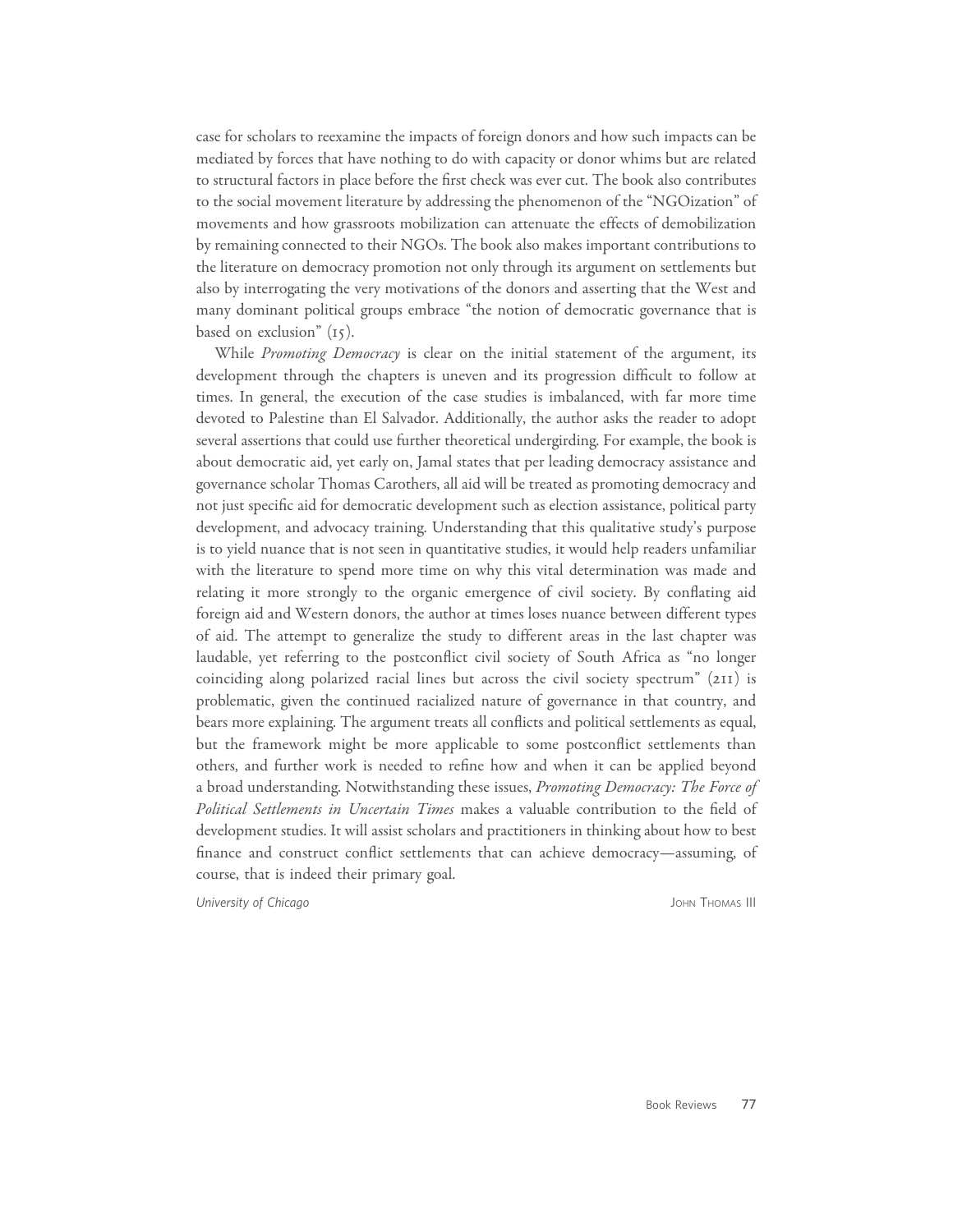case for scholars to reexamine the impacts of foreign donors and how such impacts can be mediated by forces that have nothing to do with capacity or donor whims but are related to structural factors in place before the first check was ever cut. The book also contributes to the social movement literature by addressing the phenomenon of the "NGOization" of movements and how grassroots mobilization can attenuate the effects of demobilization by remaining connected to their NGOs. The book also makes important contributions to the literature on democracy promotion not only through its argument on settlements but also by interrogating the very motivations of the donors and asserting that the West and many dominant political groups embrace "the notion of democratic governance that is based on exclusion" (15).

While *Promoting Democracy* is clear on the initial statement of the argument, its development through the chapters is uneven and its progression difficult to follow at times. In general, the execution of the case studies is imbalanced, with far more time devoted to Palestine than El Salvador. Additionally, the author asks the reader to adopt several assertions that could use further theoretical undergirding. For example, the book is about democratic aid, yet early on, Jamal states that per leading democracy assistance and governance scholar Thomas Carothers, all aid will be treated as promoting democracy and not just specific aid for democratic development such as election assistance, political party development, and advocacy training. Understanding that this qualitative study's purpose is to yield nuance that is not seen in quantitative studies, it would help readers unfamiliar with the literature to spend more time on why this vital determination was made and relating it more strongly to the organic emergence of civil society. By conflating aid foreign aid and Western donors, the author at times loses nuance between different types of aid. The attempt to generalize the study to different areas in the last chapter was laudable, yet referring to the postconflict civil society of South Africa as "no longer coinciding along polarized racial lines but across the civil society spectrum" (211) is problematic, given the continued racialized nature of governance in that country, and bears more explaining. The argument treats all conflicts and political settlements as equal, but the framework might be more applicable to some postconflict settlements than others, and further work is needed to refine how and when it can be applied beyond a broad understanding. Notwithstanding these issues, *Promoting Democracy: The Force of Political Settlements in Uncertain Times* makes a valuable contribution to the field of development studies. It will assist scholars and practitioners in thinking about how to best finance and construct conflict settlements that can achieve democracy—assuming, of course, that is indeed their primary goal.

*University of Chicago* JOHN THOMAS III